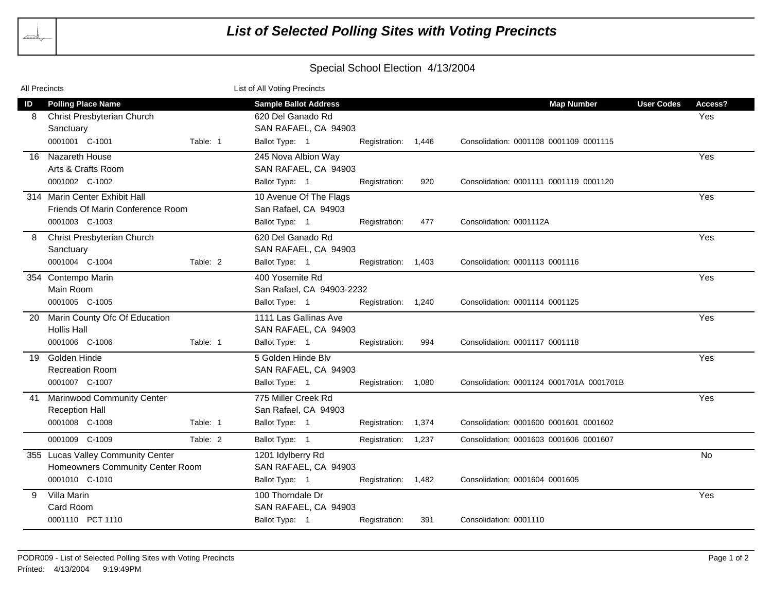# List of Selected Polling Sites with Voting Precincts

## Special School Election 4/13/2004

All Precincts — List of All Voting Precincts

| ID | Polling Place Name | | Sample Ballot Address | | | Map Number | User Codes | Access? |
|---|---|---|---|---|---|---|---|---|
| 8 | Christ Presbyterian Church<br>Sanctuary | | 620 Del Ganado Rd<br>SAN RAFAEL, CA 94903 | | | | | Yes |
| | 0001001 C-1001 | Table: 1 | Ballot Type: 1 | Registration: 1,446 | Consolidation: 0001108 0001109 0001115 | | | |
| 16 | Nazareth House<br>Arts & Crafts Room | | 245 Nova Albion Way<br>SAN RAFAEL, CA 94903 | | | | | Yes |
| | 0001002 C-1002 | | Ballot Type: 1 | Registration: 920 | Consolidation: 0001111 0001119 0001120 | | | |
| 314 | Marin Center Exhibit Hall<br>Friends Of Marin Conference Room | | 10 Avenue Of The Flags<br>San Rafael, CA 94903 | | | | | Yes |
| | 0001003 C-1003 | | Ballot Type: 1 | Registration: 477 | Consolidation: 0001112A | | | |
| 8 | Christ Presbyterian Church<br>Sanctuary | | 620 Del Ganado Rd<br>SAN RAFAEL, CA 94903 | | | | | Yes |
| | 0001004 C-1004 | Table: 2 | Ballot Type: 1 | Registration: 1,403 | Consolidation: 0001113 0001116 | | | |
| 354 | Contempo Marin<br>Main Room | | 400 Yosemite Rd<br>San Rafael, CA 94903-2232 | | | | | Yes |
| | 0001005 C-1005 | | Ballot Type: 1 | Registration: 1,240 | Consolidation: 0001114 0001125 | | | |
| 20 | Marin County Ofc Of Education<br>Hollis Hall | | 1111 Las Gallinas Ave<br>SAN RAFAEL, CA 94903 | | | | | Yes |
| | 0001006 C-1006 | Table: 1 | Ballot Type: 1 | Registration: 994 | Consolidation: 0001117 0001118 | | | |
| 19 | Golden Hinde<br>Recreation Room | | 5 Golden Hinde Blv<br>SAN RAFAEL, CA 94903 | | | | | Yes |
| | 0001007 C-1007 | | Ballot Type: 1 | Registration: 1,080 | Consolidation: 0001124 0001701A 0001701B | | | |
| 41 | Marinwood Community Center<br>Reception Hall | | 775 Miller Creek Rd<br>San Rafael, CA 94903 | | | | | Yes |
| | 0001008 C-1008 | Table: 1 | Ballot Type: 1 | Registration: 1,374 | Consolidation: 0001600 0001601 0001602 | | | |
| | 0001009 C-1009 | Table: 2 | Ballot Type: 1 | Registration: 1,237 | Consolidation: 0001603 0001606 0001607 | | | |
| 355 | Lucas Valley Community Center<br>Homeowners Community Center Room | | 1201 Idylberry Rd<br>SAN RAFAEL, CA 94903 | | | | | No |
| | 0001010 C-1010 | | Ballot Type: 1 | Registration: 1,482 | Consolidation: 0001604 0001605 | | | |
| 9 | Villa Marin<br>Card Room | | 100 Thorndale Dr<br>SAN RAFAEL, CA 94903 | | | | | Yes |
| | 0001110 PCT 1110 | | Ballot Type: 1 | Registration: 391 | Consolidation: 0001110 | | | |

PODR009 - List of Selected Polling Sites with Voting Precincts
Printed: 4/13/2004 9:19:49PM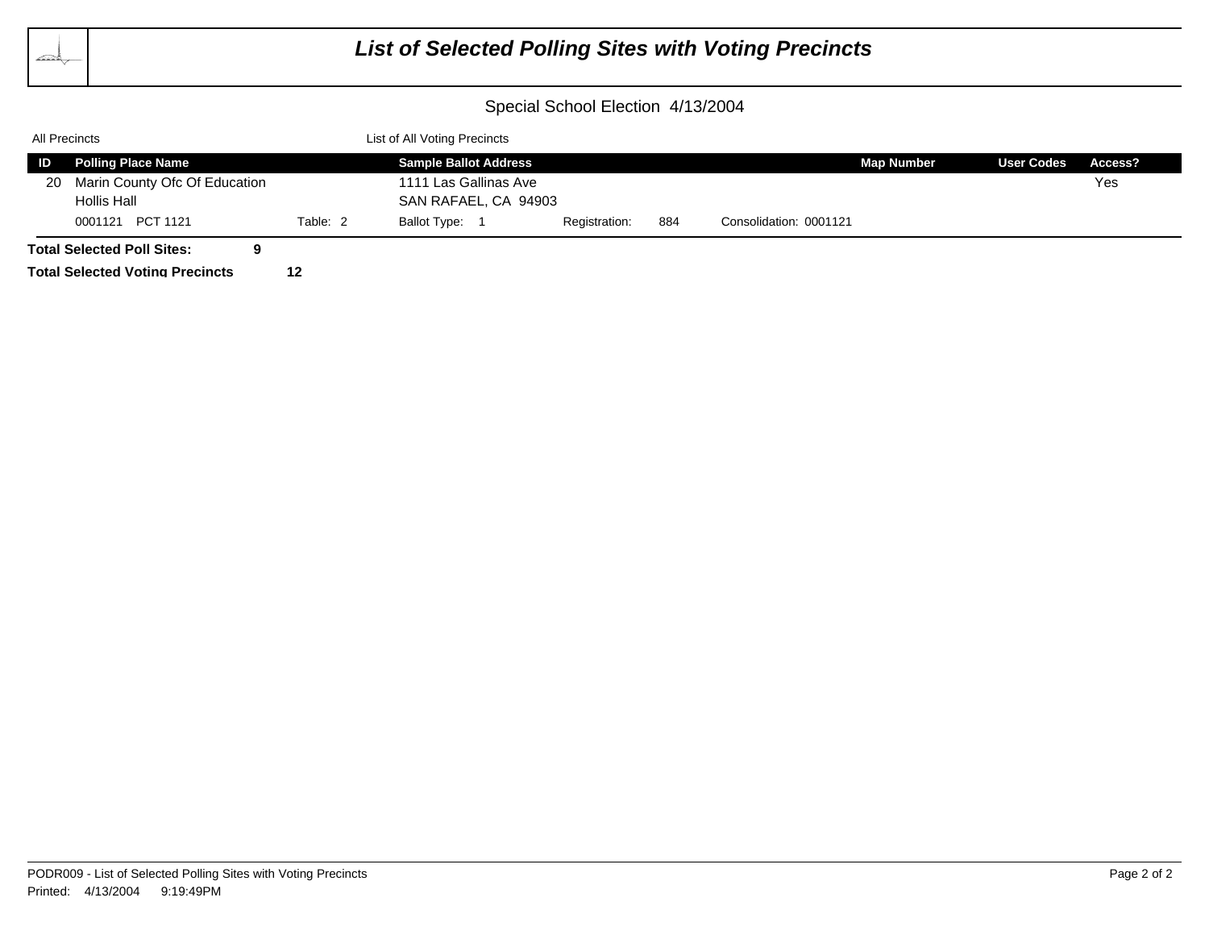# List of Selected Polling Sites with Voting Precincts

## Special School Election 4/13/2004

All Precincts — List of All Voting Precincts

| ID | Polling Place Name | | Sample Ballot Address | | | | Map Number | User Codes | Access? |
|---|---|---|---|---|---|---|---|---|---|
| 20 | Marin County Ofc Of Education<br>Hollis Hall | | 1111 Las Gallinas Ave<br>SAN RAFAEL, CA 94903 | | | | | | Yes |
| | 0001121 PCT 1121 | Table: 2 | Ballot Type: 1 | Registration: | 884 | Consolidation: 0001121 | | | |

**Total Selected Poll Sites: 9**

**Total Selected Voting Precincts 12**

PODR009 - List of Selected Polling Sites with Voting Precincts

Printed: 4/13/2004 9:19:49PM